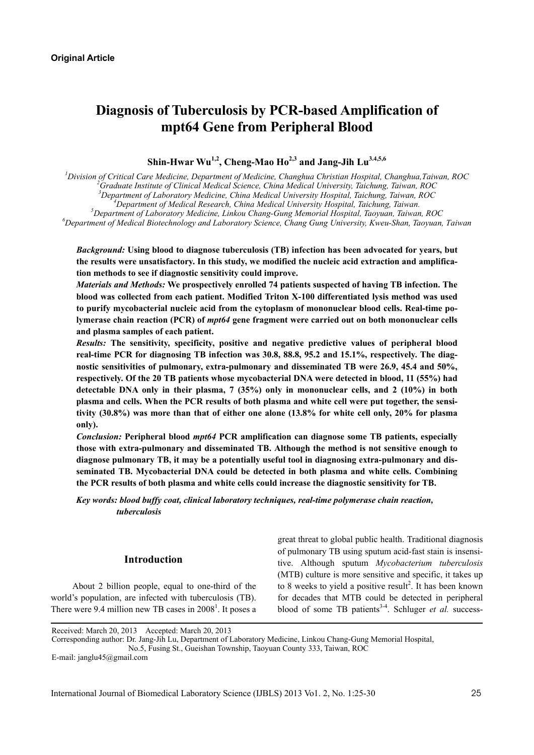**Original Article**

# Diagnosis of Tuberculosis by PCR-based Amplification of mpt64 Gene from Peripheral Blood

**Shin-Hwar Wu[1,2], Cheng-Mao Ho[2,3] and Jang-Jih Lu[3,4,5,6]**

[1]*Division of Critical Care Medicine, Department of Medicine, Changhua Christian Hospital, Changhua,Taiwan, ROC*
[2]*Graduate Institute of Clinical Medical Science, China Medical University, Taichung, Taiwan, ROC*
[3]*Department of Laboratory Medicine, China Medical University Hospital, Taichung, Taiwan, ROC*
[4]*Department of Medical Research, China Medical University Hospital, Taichung, Taiwan.*
[5]*Department of Laboratory Medicine, Linkou Chang-Gung Memorial Hospital, Taoyuan, Taiwan, ROC*
[6]*Department of Medical Biotechnology and Laboratory Science, Chang Gung University, Kweu-Shan, Taoyuan, Taiwan*

***Background:*** **Using blood to diagnose tuberculosis (TB) infection has been advocated for years, but the results were unsatisfactory. In this study, we modified the nucleic acid extraction and amplification methods to see if diagnostic sensitivity could improve.**

***Materials and Methods:*** **We prospectively enrolled 74 patients suspected of having TB infection. The blood was collected from each patient. Modified Triton X-100 differentiated lysis method was used to purify mycobacterial nucleic acid from the cytoplasm of mononuclear blood cells. Real-time polymerase chain reaction (PCR) of *mpt64* gene fragment were carried out on both mononuclear cells and plasma samples of each patient.**

***Results:*** **The sensitivity, specificity, positive and negative predictive values of peripheral blood real-time PCR for diagnosing TB infection was 30.8, 88.8, 95.2 and 15.1%, respectively. The diagnostic sensitivities of pulmonary, extra-pulmonary and disseminated TB were 26.9, 45.4 and 50%, respectively. Of the 20 TB patients whose mycobacterial DNA were detected in blood, 11 (55%) had detectable DNA only in their plasma, 7 (35%) only in mononuclear cells, and 2 (10%) in both plasma and cells. When the PCR results of both plasma and white cell were put together, the sensitivity (30.8%) was more than that of either one alone (13.8% for white cell only, 20% for plasma only).**

***Conclusion:*** **Peripheral blood *mpt64* PCR amplification can diagnose some TB patients, especially those with extra-pulmonary and disseminated TB. Although the method is not sensitive enough to diagnose pulmonary TB, it may be a potentially useful tool in diagnosing extra-pulmonary and disseminated TB. Mycobacterial DNA could be detected in both plasma and white cells. Combining the PCR results of both plasma and white cells could increase the diagnostic sensitivity for TB.**

***Key words: blood buffy coat, clinical laboratory techniques, real-time polymerase chain reaction, tuberculosis***

## Introduction

About 2 billion people, equal to one-third of the world's population, are infected with tuberculosis (TB). There were 9.4 million new TB cases in 2008[1]. It poses a great threat to global public health. Traditional diagnosis of pulmonary TB using sputum acid-fast stain is insensitive. Although sputum *Mycobacterium tuberculosis* (MTB) culture is more sensitive and specific, it takes up to 8 weeks to yield a positive result[2]. It has been known for decades that MTB could be detected in peripheral blood of some TB patients[3-4]. Schluger *et al.* success-

Received: March 20, 2013 Accepted: March 20, 2013
Corresponding author: Dr. Jang-Jih Lu, Department of Laboratory Medicine, Linkou Chang-Gung Memorial Hospital, No.5, Fusing St., Gueishan Township, Taoyuan County 333, Taiwan, ROC
E-mail: janglu45@gmail.com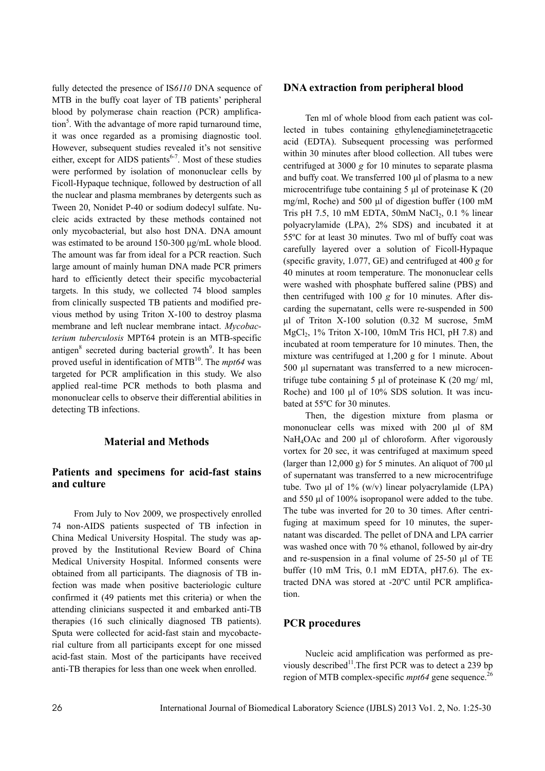fully detected the presence of IS*6110* DNA sequence of MTB in the buffy coat layer of TB patients' peripheral blood by polymerase chain reaction (PCR) amplification[5]. With the advantage of more rapid turnaround time, it was once regarded as a promising diagnostic tool. However, subsequent studies revealed it's not sensitive either, except for AIDS patients[6-7]. Most of these studies were performed by isolation of mononuclear cells by Ficoll-Hypaque technique, followed by destruction of all the nuclear and plasma membranes by detergents such as Tween 20, Nonidet P-40 or sodium dodecyl sulfate. Nucleic acids extracted by these methods contained not only mycobacterial, but also host DNA. DNA amount was estimated to be around 150-300 µg/mL whole blood. The amount was far from ideal for a PCR reaction. Such large amount of mainly human DNA made PCR primers hard to efficiently detect their specific mycobacterial targets. In this study, we collected 74 blood samples from clinically suspected TB patients and modified previous method by using Triton X-100 to destroy plasma membrane and left nuclear membrane intact. *Mycobacterium tuberculosis* MPT64 protein is an MTB-specific antigen[8] secreted during bacterial growth[9]. It has been proved useful in identification of MTB[10]. The *mpt64* was targeted for PCR amplification in this study. We also applied real-time PCR methods to both plasma and mononuclear cells to observe their differential abilities in detecting TB infections.

## Material and Methods

### Patients and specimens for acid-fast stains and culture

From July to Nov 2009, we prospectively enrolled 74 non-AIDS patients suspected of TB infection in China Medical University Hospital. The study was approved by the Institutional Review Board of China Medical University Hospital. Informed consents were obtained from all participants. The diagnosis of TB infection was made when positive bacteriologic culture confirmed it (49 patients met this criteria) or when the attending clinicians suspected it and embarked anti-TB therapies (16 such clinically diagnosed TB patients). Sputa were collected for acid-fast stain and mycobacterial culture from all participants except for one missed acid-fast stain. Most of the participants have received anti-TB therapies for less than one week when enrolled.

### DNA extraction from peripheral blood

Ten ml of whole blood from each patient was collected in tubes containing ethylenediaminetetraacetic acid (EDTA). Subsequent processing was performed within 30 minutes after blood collection. All tubes were centrifuged at 3000 *g* for 10 minutes to separate plasma and buffy coat. We transferred 100 µl of plasma to a new microcentrifuge tube containing 5 µl of proteinase K (20 mg/ml, Roche) and 500 µl of digestion buffer (100 mM Tris pH 7.5, 10 mM EDTA, 50mM $NaCl_2$, 0.1 % linear polyacrylamide (LPA), 2% SDS) and incubated it at 55ºC for at least 30 minutes. Two ml of buffy coat was carefully layered over a solution of Ficoll-Hypaque (specific gravity, 1.077, GE) and centrifuged at 400 *g* for 40 minutes at room temperature. The mononuclear cells were washed with phosphate buffered saline (PBS) and then centrifuged with 100 *g* for 10 minutes. After discarding the supernatant, cells were re-suspended in 500 µl of Triton X-100 solution (0.32 M sucrose, 5mM $MgCl_2$, 1% Triton X-100, 10mM Tris HCl, pH 7.8) and incubated at room temperature for 10 minutes. Then, the mixture was centrifuged at 1,200 g for 1 minute. About 500 µl supernatant was transferred to a new microcentrifuge tube containing 5 µl of proteinase K (20 mg/ ml, Roche) and 100 µl of 10% SDS solution. It was incubated at 55ºC for 30 minutes.

Then, the digestion mixture from plasma or mononuclear cells was mixed with 200 µl of 8M $NaH_4OAc$ and 200 µl of chloroform. After vigorously vortex for 20 sec, it was centrifuged at maximum speed (larger than 12,000 g) for 5 minutes. An aliquot of 700 µl of supernatant was transferred to a new microcentrifuge tube. Two µl of 1% (w/v) linear polyacrylamide (LPA) and 550 µl of 100% isopropanol were added to the tube. The tube was inverted for 20 to 30 times. After centrifuging at maximum speed for 10 minutes, the supernatant was discarded. The pellet of DNA and LPA carrier was washed once with 70 % ethanol, followed by air-dry and re-suspension in a final volume of 25-50 µl of TE buffer (10 mM Tris, 0.1 mM EDTA, pH7.6). The extracted DNA was stored at -20ºC until PCR amplification.

### PCR procedures

Nucleic acid amplification was performed as previously described[11].The first PCR was to detect a 239 bp region of MTB complex-specific *mpt64* gene sequence.[26]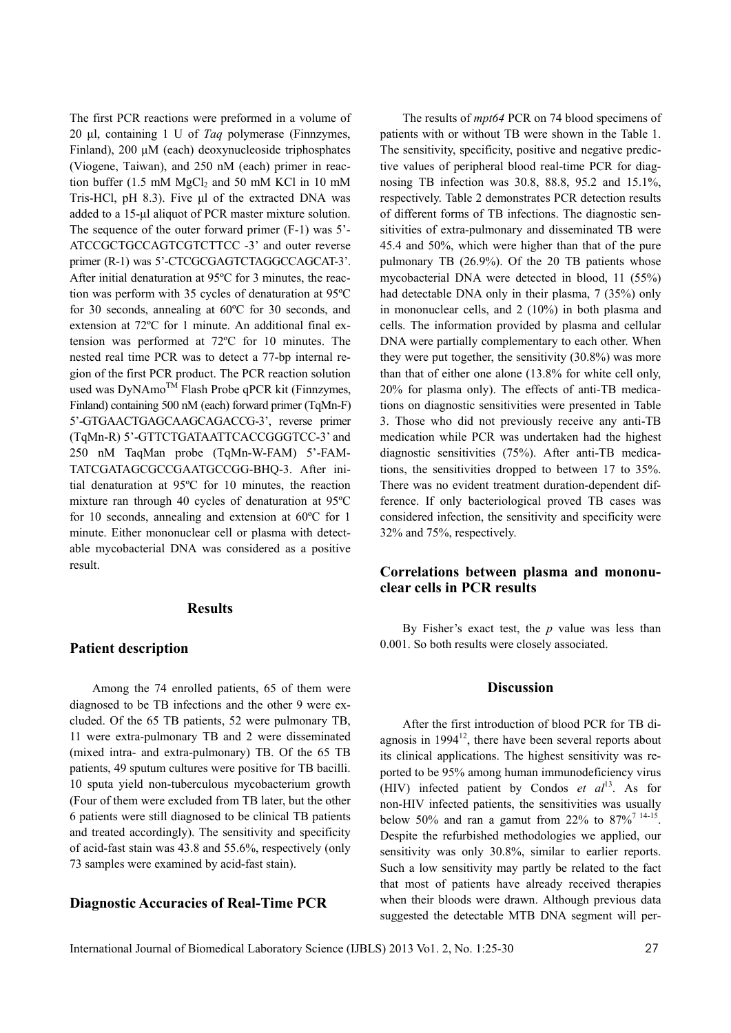The first PCR reactions were preformed in a volume of 20 µl, containing 1 U of *Taq* polymerase (Finnzymes, Finland), 200 µM (each) deoxynucleoside triphosphates (Viogene, Taiwan), and 250 nM (each) primer in reaction buffer (1.5 mM $MgCl_2$ and 50 mM KCl in 10 mM Tris-HCl, pH 8.3). Five µl of the extracted DNA was added to a 15-µl aliquot of PCR master mixture solution. The sequence of the outer forward primer (F-1) was 5'-ATCCGCTGCCAGTCGTCTTCC -3' and outer reverse primer (R-1) was 5'-CTCGCGAGTCTAGGCCAGCAT-3'. After initial denaturation at 95ºC for 3 minutes, the reaction was perform with 35 cycles of denaturation at 95ºC for 30 seconds, annealing at 60ºC for 30 seconds, and extension at 72ºC for 1 minute. An additional final extension was performed at 72ºC for 10 minutes. The nested real time PCR was to detect a 77-bp internal region of the first PCR product. The PCR reaction solution used was DyNAmo™ Flash Probe qPCR kit (Finnzymes, Finland) containing 500 nM (each) forward primer (TqMn-F) 5'-GTGAACTGAGCAAGCAGACCG-3', reverse primer (TqMn-R) 5'-GTTCTGATAATTCACCGGGTCC-3' and 250 nM TaqMan probe (TqMn-W-FAM) 5'-FAM-TATCGATAGCGCCGAATGCCGG-BHQ-3. After initial denaturation at 95ºC for 10 minutes, the reaction mixture ran through 40 cycles of denaturation at 95ºC for 10 seconds, annealing and extension at 60ºC for 1 minute. Either mononuclear cell or plasma with detectable mycobacterial DNA was considered as a positive result.

## Results

### Patient description

Among the 74 enrolled patients, 65 of them were diagnosed to be TB infections and the other 9 were excluded. Of the 65 TB patients, 52 were pulmonary TB, 11 were extra-pulmonary TB and 2 were disseminated (mixed intra- and extra-pulmonary) TB. Of the 65 TB patients, 49 sputum cultures were positive for TB bacilli. 10 sputa yield non-tuberculous mycobacterium growth (Four of them were excluded from TB later, but the other 6 patients were still diagnosed to be clinical TB patients and treated accordingly). The sensitivity and specificity of acid-fast stain was 43.8 and 55.6%, respectively (only 73 samples were examined by acid-fast stain).

### Diagnostic Accuracies of Real-Time PCR

The results of *mpt64* PCR on 74 blood specimens of patients with or without TB were shown in the Table 1. The sensitivity, specificity, positive and negative predictive values of peripheral blood real-time PCR for diagnosing TB infection was 30.8, 88.8, 95.2 and 15.1%, respectively. Table 2 demonstrates PCR detection results of different forms of TB infections. The diagnostic sensitivities of extra-pulmonary and disseminated TB were 45.4 and 50%, which were higher than that of the pure pulmonary TB (26.9%). Of the 20 TB patients whose mycobacterial DNA were detected in blood, 11 (55%) had detectable DNA only in their plasma, 7 (35%) only in mononuclear cells, and 2 (10%) in both plasma and cells. The information provided by plasma and cellular DNA were partially complementary to each other. When they were put together, the sensitivity (30.8%) was more than that of either one alone (13.8% for white cell only, 20% for plasma only). The effects of anti-TB medications on diagnostic sensitivities were presented in Table 3. Those who did not previously receive any anti-TB medication while PCR was undertaken had the highest diagnostic sensitivities (75%). After anti-TB medications, the sensitivities dropped to between 17 to 35%. There was no evident treatment duration-dependent difference. If only bacteriological proved TB cases was considered infection, the sensitivity and specificity were 32% and 75%, respectively.

### Correlations between plasma and mononuclear cells in PCR results

By Fisher's exact test, the $p$ value was less than 0.001. So both results were closely associated.

## Discussion

After the first introduction of blood PCR for TB diagnosis in 1994[12], there have been several reports about its clinical applications. The highest sensitivity was reported to be 95% among human immunodeficiency virus (HIV) infected patient by Condos *et al*[13]. As for non-HIV infected patients, the sensitivities was usually below 50% and ran a gamut from 22% to 87%[7,14-15]. Despite the refurbished methodologies we applied, our sensitivity was only 30.8%, similar to earlier reports. Such a low sensitivity may partly be related to the fact that most of patients have already received therapies when their bloods were drawn. Although previous data suggested the detectable MTB DNA segment will per-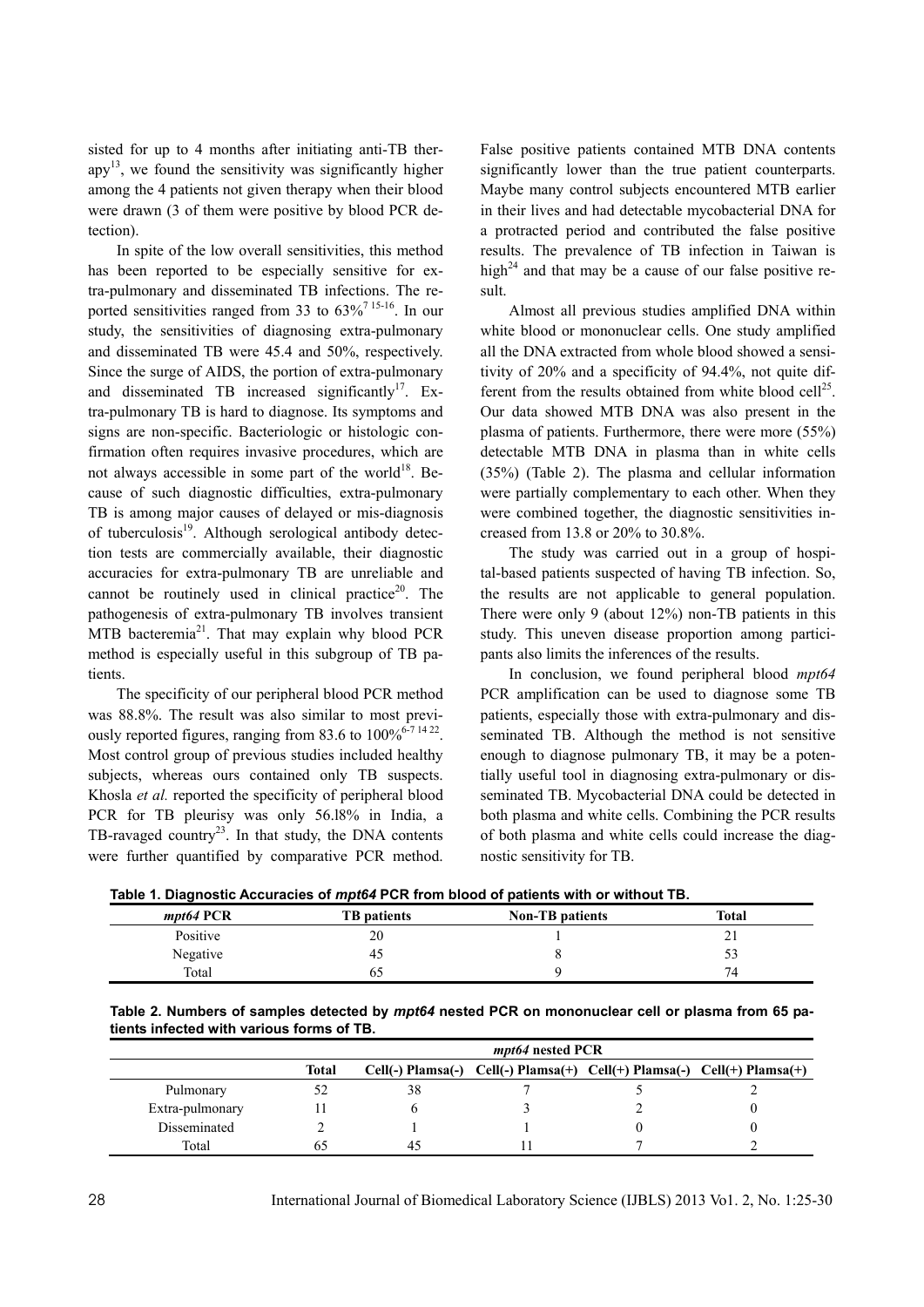sisted for up to 4 months after initiating anti-TB therapy[13], we found the sensitivity was significantly higher among the 4 patients not given therapy when their blood were drawn (3 of them were positive by blood PCR detection).

In spite of the low overall sensitivities, this method has been reported to be especially sensitive for extra-pulmonary and disseminated TB infections. The reported sensitivities ranged from 33 to 63%[7 15-16]. In our study, the sensitivities of diagnosing extra-pulmonary and disseminated TB were 45.4 and 50%, respectively. Since the surge of AIDS, the portion of extra-pulmonary and disseminated TB increased significantly[17]. Extra-pulmonary TB is hard to diagnose. Its symptoms and signs are non-specific. Bacteriologic or histologic confirmation often requires invasive procedures, which are not always accessible in some part of the world[18]. Because of such diagnostic difficulties, extra-pulmonary TB is among major causes of delayed or mis-diagnosis of tuberculosis[19]. Although serological antibody detection tests are commercially available, their diagnostic accuracies for extra-pulmonary TB are unreliable and cannot be routinely used in clinical practice[20]. The pathogenesis of extra-pulmonary TB involves transient MTB bacteremia[21]. That may explain why blood PCR method is especially useful in this subgroup of TB patients.

The specificity of our peripheral blood PCR method was 88.8%. The result was also similar to most previously reported figures, ranging from 83.6 to 100%[6-7 14 22]. Most control group of previous studies included healthy subjects, whereas ours contained only TB suspects. Khosla *et al.* reported the specificity of peripheral blood PCR for TB pleurisy was only 56.l8% in India, a TB-ravaged country[23]. In that study, the DNA contents were further quantified by comparative PCR method. False positive patients contained MTB DNA contents significantly lower than the true patient counterparts. Maybe many control subjects encountered MTB earlier in their lives and had detectable mycobacterial DNA for a protracted period and contributed the false positive results. The prevalence of TB infection in Taiwan is high[24] and that may be a cause of our false positive result.

Almost all previous studies amplified DNA within white blood or mononuclear cells. One study amplified all the DNA extracted from whole blood showed a sensitivity of 20% and a specificity of 94.4%, not quite different from the results obtained from white blood cell[25]. Our data showed MTB DNA was also present in the plasma of patients. Furthermore, there were more (55%) detectable MTB DNA in plasma than in white cells (35%) (Table 2). The plasma and cellular information were partially complementary to each other. When they were combined together, the diagnostic sensitivities increased from 13.8 or 20% to 30.8%.

The study was carried out in a group of hospital-based patients suspected of having TB infection. So, the results are not applicable to general population. There were only 9 (about 12%) non-TB patients in this study. This uneven disease proportion among participants also limits the inferences of the results.

In conclusion, we found peripheral blood *mpt64* PCR amplification can be used to diagnose some TB patients, especially those with extra-pulmonary and disseminated TB. Although the method is not sensitive enough to diagnose pulmonary TB, it may be a potentially useful tool in diagnosing extra-pulmonary or disseminated TB. Mycobacterial DNA could be detected in both plasma and white cells. Combining the PCR results of both plasma and white cells could increase the diagnostic sensitivity for TB.

**Table 1. Diagnostic Accuracies of *mpt64* PCR from blood of patients with or without TB.**

| *mpt64* PCR | TB patients | Non-TB patients | Total |
|---|---|---|---|
| Positive | 20 | 1 | 21 |
| Negative | 45 | 8 | 53 |
| Total | 65 | 9 | 74 |

**Table 2. Numbers of samples detected by *mpt64* nested PCR on mononuclear cell or plasma from 65 patients infected with various forms of TB.**

| | | *mpt64* nested PCR | | | |
|---|---|---|---|---|---|
| | Total | Cell(-) Plamsa(-) | Cell(-) Plamsa(+) | Cell(+) Plamsa(-) | Cell(+) Plamsa(+) |
| Pulmonary | 52 | 38 | 7 | 5 | 2 |
| Extra-pulmonary | 11 | 6 | 3 | 2 | 0 |
| Disseminated | 2 | 1 | 1 | 0 | 0 |
| Total | 65 | 45 | 11 | 7 | 2 |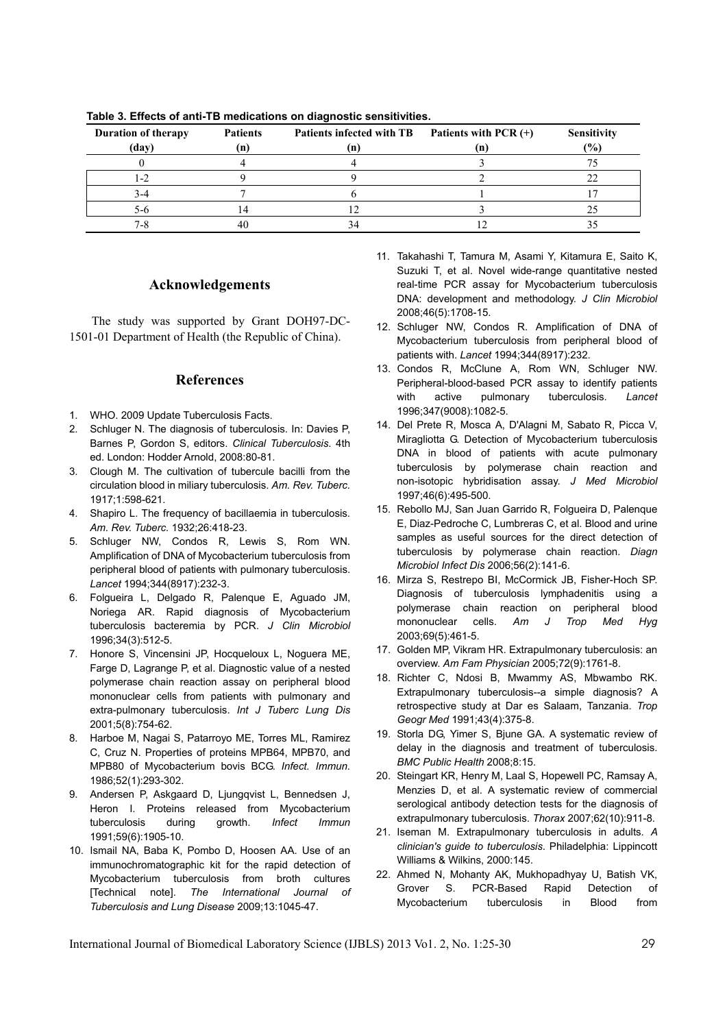**Table 3. Effects of anti-TB medications on diagnostic sensitivities.**

| Duration of therapy (day) | Patients (n) | Patients infected with TB (n) | Patients with PCR (+) (n) | Sensitivity (%) |
|---|---|---|---|---|
| 0 | 4 | 4 | 3 | 75 |
| 1-2 | 9 | 9 | 2 | 22 |
| 3-4 | 7 | 6 | 1 | 17 |
| 5-6 | 14 | 12 | 3 | 25 |
| 7-8 | 40 | 34 | 12 | 35 |

## Acknowledgements

The study was supported by Grant DOH97-DC-1501-01 Department of Health (the Republic of China).

## References

1. WHO. 2009 Update Tuberculosis Facts.
2. Schluger N. The diagnosis of tuberculosis. In: Davies P, Barnes P, Gordon S, editors. *Clinical Tuberculosis*. 4th ed. London: Hodder Arnold, 2008:80-81.
3. Clough M. The cultivation of tubercule bacilli from the circulation blood in miliary tuberculosis. *Am. Rev. Tuberc.* 1917;1:598-621.
4. Shapiro L. The frequency of bacillaemia in tuberculosis. *Am. Rev. Tuberc.* 1932;26:418-23.
5. Schluger NW, Condos R, Lewis S, Rom WN. Amplification of DNA of Mycobacterium tuberculosis from peripheral blood of patients with pulmonary tuberculosis. *Lancet* 1994;344(8917):232-3.
6. Folgueira L, Delgado R, Palenque E, Aguado JM, Noriega AR. Rapid diagnosis of Mycobacterium tuberculosis bacteremia by PCR. *J Clin Microbiol* 1996;34(3):512-5.
7. Honore S, Vincensini JP, Hocqueloux L, Noguera ME, Farge D, Lagrange P, et al. Diagnostic value of a nested polymerase chain reaction assay on peripheral blood mononuclear cells from patients with pulmonary and extra-pulmonary tuberculosis. *Int J Tuberc Lung Dis* 2001;5(8):754-62.
8. Harboe M, Nagai S, Patarroyo ME, Torres ML, Ramirez C, Cruz N. Properties of proteins MPB64, MPB70, and MPB80 of Mycobacterium bovis BCG. *Infect. Immun.* 1986;52(1):293-302.
9. Andersen P, Askgaard D, Ljungqvist L, Bennedsen J, Heron I. Proteins released from Mycobacterium tuberculosis during growth. *Infect Immun* 1991;59(6):1905-10.
10. Ismail NA, Baba K, Pombo D, Hoosen AA. Use of an immunochromatographic kit for the rapid detection of Mycobacterium tuberculosis from broth cultures [Technical note]. *The International Journal of Tuberculosis and Lung Disease* 2009;13:1045-47.
11. Takahashi T, Tamura M, Asami Y, Kitamura E, Saito K, Suzuki T, et al. Novel wide-range quantitative nested real-time PCR assay for Mycobacterium tuberculosis DNA: development and methodology. *J Clin Microbiol* 2008;46(5):1708-15.
12. Schluger NW, Condos R. Amplification of DNA of Mycobacterium tuberculosis from peripheral blood of patients with. *Lancet* 1994;344(8917):232.
13. Condos R, McClune A, Rom WN, Schluger NW. Peripheral-blood-based PCR assay to identify patients with active pulmonary tuberculosis. *Lancet* 1996;347(9008):1082-5.
14. Del Prete R, Mosca A, D'Agnali M, Sabato R, Picca V, Miragliotta G. Detection of Mycobacterium tuberculosis DNA in blood of patients with acute pulmonary tuberculosis by polymerase chain reaction and non-isotopic hybridisation assay. *J Med Microbiol* 1997;46(6):495-500.
15. Rebollo MJ, San Juan Garrido R, Folgueira D, Palenque E, Diaz-Pedroche C, Lumbreras C, et al. Blood and urine samples as useful sources for the direct detection of tuberculosis by polymerase chain reaction. *Diagn Microbiol Infect Dis* 2006;56(2):141-6.
16. Mirza S, Restrepo BI, McCormick JB, Fisher-Hoch SP. Diagnosis of tuberculosis lymphadenitis using a polymerase chain reaction on peripheral blood mononuclear cells. *Am J Trop Med Hyg* 2003;69(5):461-5.
17. Golden MP, Vikram HR. Extrapulmonary tuberculosis: an overview. *Am Fam Physician* 2005;72(9):1761-8.
18. Richter C, Ndosi B, Mwammy AS, Mbwambo RK. Extrapulmonary tuberculosis--a simple diagnosis? A retrospective study at Dar es Salaam, Tanzania. *Trop Geogr Med* 1991;43(4):375-8.
19. Storla DG, Yimer S, Bjune GA. A systematic review of delay in the diagnosis and treatment of tuberculosis. *BMC Public Health* 2008;8:15.
20. Steingart KR, Henry M, Laal S, Hopewell PC, Ramsay A, Menzies D, et al. A systematic review of commercial serological antibody detection tests for the diagnosis of extrapulmonary tuberculosis. *Thorax* 2007;62(10):911-8.
21. Iseman M. Extrapulmonary tuberculosis in adults. *A clinician's guide to tuberculosis*. Philadelphia: Lippincott Williams & Wilkins, 2000:145.
22. Ahmed N, Mohanty AK, Mukhopadhyay U, Batish VK, Grover S. PCR-Based Rapid Detection of Mycobacterium tuberculosis in Blood from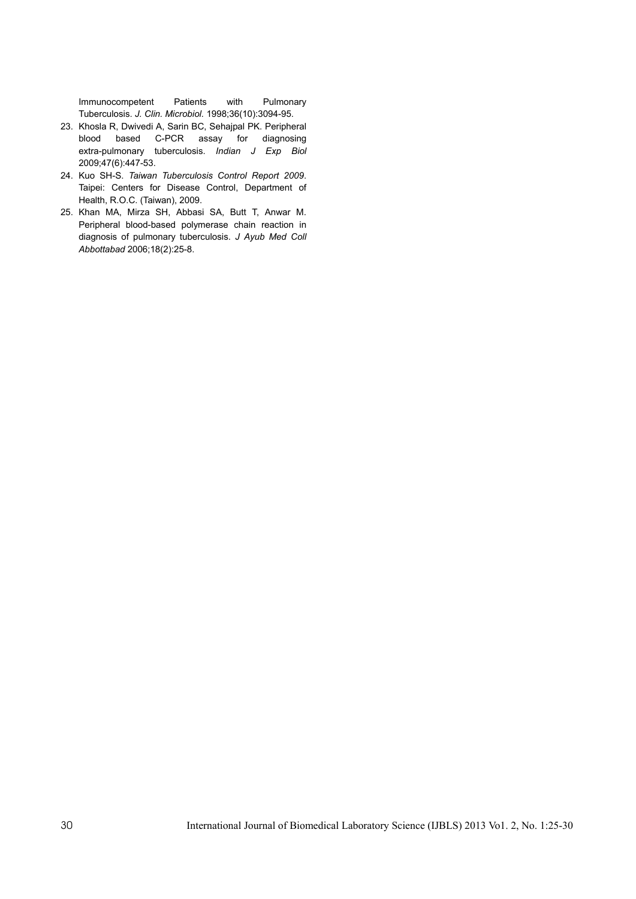Immunocompetent Patients with Pulmonary Tuberculosis. *J. Clin. Microbiol.* 1998;36(10):3094-95.

23. Khosla R, Dwivedi A, Sarin BC, Sehajpal PK. Peripheral blood based C-PCR assay for diagnosing extra-pulmonary tuberculosis. *Indian J Exp Biol* 2009;47(6):447-53.
24. Kuo SH-S. *Taiwan Tuberculosis Control Report 2009*. Taipei: Centers for Disease Control, Department of Health, R.O.C. (Taiwan), 2009.
25. Khan MA, Mirza SH, Abbasi SA, Butt T, Anwar M. Peripheral blood-based polymerase chain reaction in diagnosis of pulmonary tuberculosis. *J Ayub Med Coll Abbottabad* 2006;18(2):25-8.